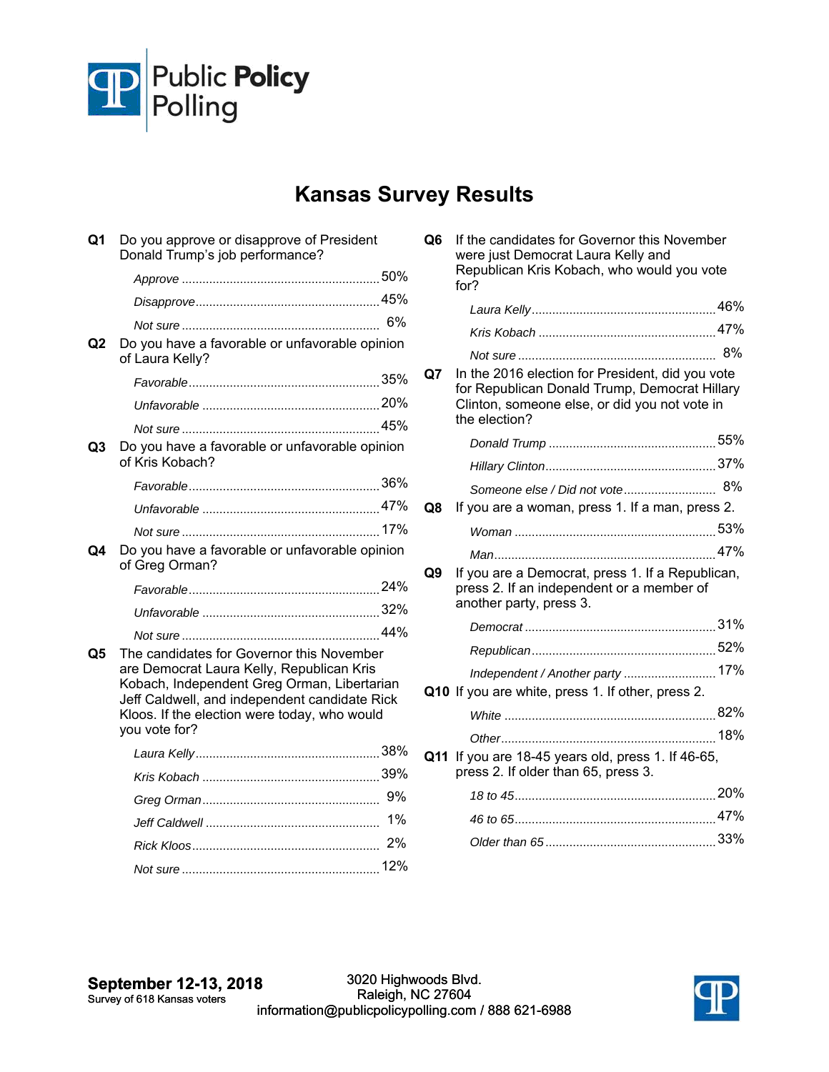Public **Policy** Polling

# Kansas Survey Results

**Q1** Do you approve or disapprove of President Donald Trump's job performance?

| | |
|---|---|
| *Approve* | 50% |
| *Disapprove* | 45% |
| *Not sure* | 6% |

**Q2** Do you have a favorable or unfavorable opinion of Laura Kelly?

| | |
|---|---|
| *Favorable* | 35% |
| *Unfavorable* | 20% |
| *Not sure* | 45% |

**Q3** Do you have a favorable or unfavorable opinion of Kris Kobach?

| | |
|---|---|
| *Favorable* | 36% |
| *Unfavorable* | 47% |
| *Not sure* | 17% |

**Q4** Do you have a favorable or unfavorable opinion of Greg Orman?

| | |
|---|---|
| *Favorable* | 24% |
| *Unfavorable* | 32% |
| *Not sure* | 44% |

**Q5** The candidates for Governor this November are Democrat Laura Kelly, Republican Kris Kobach, Independent Greg Orman, Libertarian Jeff Caldwell, and independent candidate Rick Kloos. If the election were today, who would you vote for?

| | |
|---|---|
| *Laura Kelly* | 38% |
| *Kris Kobach* | 39% |
| *Greg Orman* | 9% |
| *Jeff Caldwell* | 1% |
| *Rick Kloos* | 2% |
| *Not sure* | 12% |

**Q6** If the candidates for Governor this November were just Democrat Laura Kelly and Republican Kris Kobach, who would you vote for?

| | |
|---|---|
| *Laura Kelly* | 46% |
| *Kris Kobach* | 47% |
| *Not sure* | 8% |

**Q7** In the 2016 election for President, did you vote for Republican Donald Trump, Democrat Hillary Clinton, someone else, or did you not vote in the election?

| | |
|---|---|
| *Donald Trump* | 55% |
| *Hillary Clinton* | 37% |
| *Someone else / Did not vote* | 8% |

**Q8** If you are a woman, press 1. If a man, press 2.

| | |
|---|---|
| *Woman* | 53% |
| *Man* | 47% |

**Q9** If you are a Democrat, press 1. If a Republican, press 2. If an independent or a member of another party, press 3.

| | |
|---|---|
| *Democrat* | 31% |
| *Republican* | 52% |
| *Independent / Another party* | 17% |

**Q10** If you are white, press 1. If other, press 2.

| | |
|---|---|
| *White* | 82% |
| *Other* | 18% |

**Q11** If you are 18-45 years old, press 1. If 46-65, press 2. If older than 65, press 3.

| | |
|---|---|
| *18 to 45* | 20% |
| *46 to 65* | 47% |
| *Older than 65* | 33% |

**September 12-13, 2018**
Survey of 618 Kansas voters

3020 Highwoods Blvd.
Raleigh, NC 27604
information@publicpolicypolling.com / 888 621-6988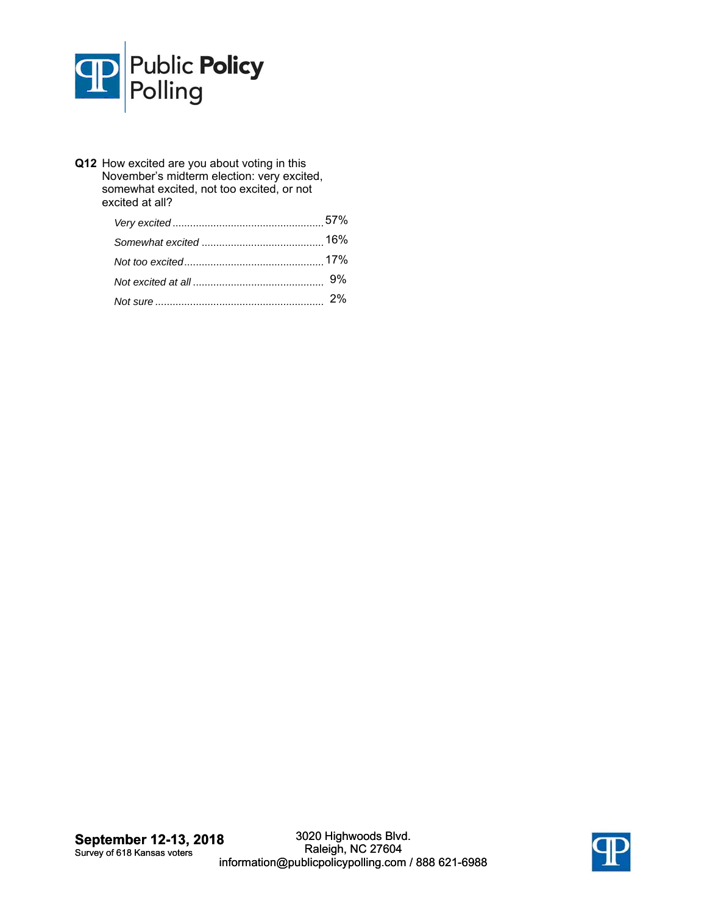**Q12** How excited are you about voting in this November's midterm election: very excited, somewhat excited, not too excited, or not excited at all?

| | |
|---|---|
| *Very excited* | 57% |
| *Somewhat excited* | 16% |
| *Not too excited* | 17% |
| *Not excited at all* | 9% |
| *Not sure* | 2% |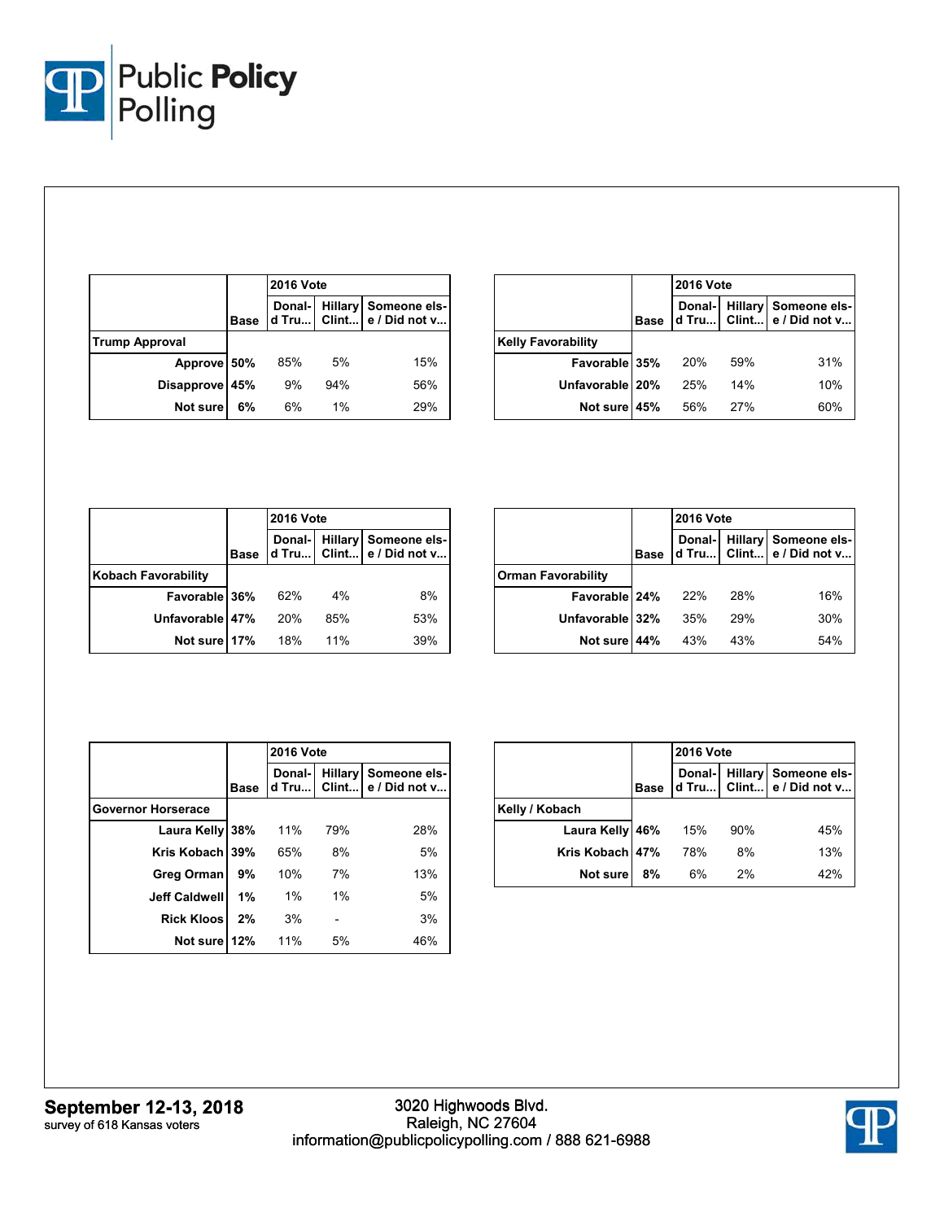| | Base | 2016 Vote | | |
|---|---|---|---|---|
| | | Donald Tru... | Hillary Clint... | Someone else / Did not v... |
| **Trump Approval** | | | | |
| Approve | 50% | 85% | 5% | 15% |
| Disapprove | 45% | 9% | 94% | 56% |
| Not sure | 6% | 6% | 1% | 29% |

| | Base | 2016 Vote | | |
|---|---|---|---|---|
| | | Donald Tru... | Hillary Clint... | Someone else / Did not v... |
| **Kelly Favorability** | | | | |
| Favorable | 35% | 20% | 59% | 31% |
| Unfavorable | 20% | 25% | 14% | 10% |
| Not sure | 45% | 56% | 27% | 60% |

| | Base | 2016 Vote | | |
|---|---|---|---|---|
| | | Donald Tru... | Hillary Clint... | Someone else / Did not v... |
| **Kobach Favorability** | | | | |
| Favorable | 36% | 62% | 4% | 8% |
| Unfavorable | 47% | 20% | 85% | 53% |
| Not sure | 17% | 18% | 11% | 39% |

| | Base | 2016 Vote | | |
|---|---|---|---|---|
| | | Donald Tru... | Hillary Clint... | Someone else / Did not v... |
| **Orman Favorability** | | | | |
| Favorable | 24% | 22% | 28% | 16% |
| Unfavorable | 32% | 35% | 29% | 30% |
| Not sure | 44% | 43% | 43% | 54% |

| | Base | 2016 Vote | | |
|---|---|---|---|---|
| | | Donald Tru... | Hillary Clint... | Someone else / Did not v... |
| **Governor Horserace** | | | | |
| Laura Kelly | 38% | 11% | 79% | 28% |
| Kris Kobach | 39% | 65% | 8% | 5% |
| Greg Orman | 9% | 10% | 7% | 13% |
| Jeff Caldwell | 1% | 1% | 1% | 5% |
| Rick Kloos | 2% | 3% | - | 3% |
| Not sure | 12% | 11% | 5% | 46% |

| | Base | 2016 Vote | | |
|---|---|---|---|---|
| | | Donald Tru... | Hillary Clint... | Someone else / Did not v... |
| **Kelly / Kobach** | | | | |
| Laura Kelly | 46% | 15% | 90% | 45% |
| Kris Kobach | 47% | 78% | 8% | 13% |
| Not sure | 8% | 6% | 2% | 42% |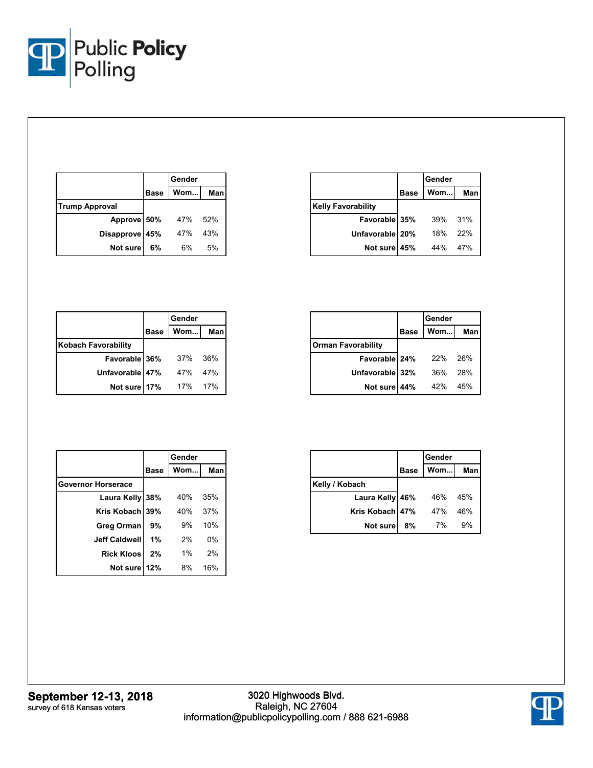| | Base | Gender | |
|---|---|---|---|
| | | Wom... | Man |
| **Trump Approval** | | | |
| Approve | 50% | 47% | 52% |
| Disapprove | 45% | 47% | 43% |
| Not sure | 6% | 6% | 5% |

| | Base | Gender | |
|---|---|---|---|
| | | Wom... | Man |
| **Kelly Favorability** | | | |
| Favorable | 35% | 39% | 31% |
| Unfavorable | 20% | 18% | 22% |
| Not sure | 45% | 44% | 47% |

| | Base | Gender | |
|---|---|---|---|
| | | Wom... | Man |
| **Kobach Favorability** | | | |
| Favorable | 36% | 37% | 36% |
| Unfavorable | 47% | 47% | 47% |
| Not sure | 17% | 17% | 17% |

| | Base | Gender | |
|---|---|---|---|
| | | Wom... | Man |
| **Orman Favorability** | | | |
| Favorable | 24% | 22% | 26% |
| Unfavorable | 32% | 36% | 28% |
| Not sure | 44% | 42% | 45% |

| | Base | Gender | |
|---|---|---|---|
| | | Wom... | Man |
| **Governor Horserace** | | | |
| Laura Kelly | 38% | 40% | 35% |
| Kris Kobach | 39% | 40% | 37% |
| Greg Orman | 9% | 9% | 10% |
| Jeff Caldwell | 1% | 2% | 0% |
| Rick Kloos | 2% | 1% | 2% |
| Not sure | 12% | 8% | 16% |

| | Base | Gender | |
|---|---|---|---|
| | | Wom... | Man |
| **Kelly / Kobach** | | | |
| Laura Kelly | 46% | 46% | 45% |
| Kris Kobach | 47% | 47% | 46% |
| Not sure | 8% | 7% | 9% |

**September 12-13, 2018**
survey of 618 Kansas voters

3020 Highwoods Blvd.
Raleigh, NC 27604
information@publicpolicypolling.com / 888 621-6988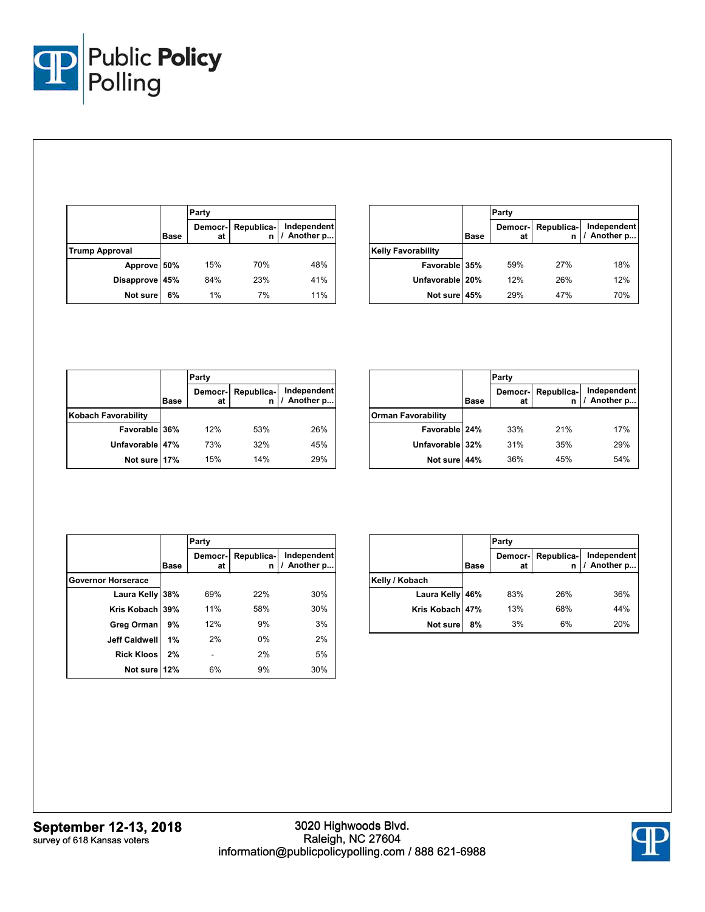| | Base | Party | | |
|---|---|---|---|---|
| | | Democrat | Republican | Independent / Another p... |
| **Trump Approval** | | | | |
| Approve | 50% | 15% | 70% | 48% |
| Disapprove | 45% | 84% | 23% | 41% |
| Not sure | 6% | 1% | 7% | 11% |

| | Base | Party | | |
|---|---|---|---|---|
| | | Democrat | Republican | Independent / Another p... |
| **Kelly Favorability** | | | | |
| Favorable | 35% | 59% | 27% | 18% |
| Unfavorable | 20% | 12% | 26% | 12% |
| Not sure | 45% | 29% | 47% | 70% |

| | Base | Party | | |
|---|---|---|---|---|
| | | Democrat | Republican | Independent / Another p... |
| **Kobach Favorability** | | | | |
| Favorable | 36% | 12% | 53% | 26% |
| Unfavorable | 47% | 73% | 32% | 45% |
| Not sure | 17% | 15% | 14% | 29% |

| | Base | Party | | |
|---|---|---|---|---|
| | | Democrat | Republican | Independent / Another p... |
| **Orman Favorability** | | | | |
| Favorable | 24% | 33% | 21% | 17% |
| Unfavorable | 32% | 31% | 35% | 29% |
| Not sure | 44% | 36% | 45% | 54% |

| | Base | Party | | |
|---|---|---|---|---|
| | | Democrat | Republican | Independent / Another p... |
| **Governor Horserace** | | | | |
| Laura Kelly | 38% | 69% | 22% | 30% |
| Kris Kobach | 39% | 11% | 58% | 30% |
| Greg Orman | 9% | 12% | 9% | 3% |
| Jeff Caldwell | 1% | 2% | 0% | 2% |
| Rick Kloos | 2% | - | 2% | 5% |
| Not sure | 12% | 6% | 9% | 30% |

| | Base | Party | | |
|---|---|---|---|---|
| | | Democrat | Republican | Independent / Another p... |
| **Kelly / Kobach** | | | | |
| Laura Kelly | 46% | 83% | 26% | 36% |
| Kris Kobach | 47% | 13% | 68% | 44% |
| Not sure | 8% | 3% | 6% | 20% |

**September 12-13, 2018**
survey of 618 Kansas voters

3020 Highwoods Blvd.
Raleigh, NC 27604
information@publicpolicypolling.com / 888 621-6988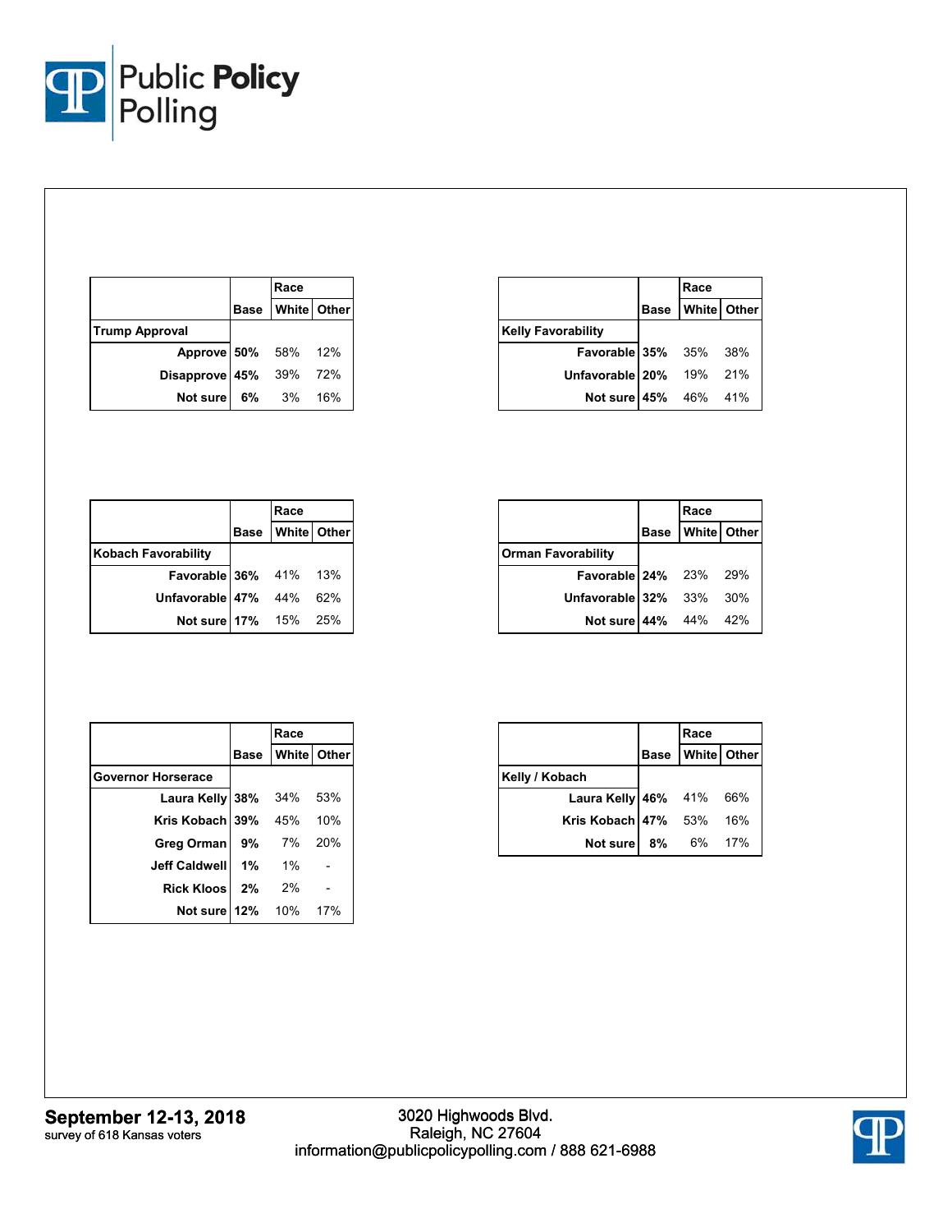| | Base | Race | |
|---|---|---|---|
| | | White | Other |
| **Trump Approval** | | | |
| Approve | 50% | 58% | 12% |
| Disapprove | 45% | 39% | 72% |
| Not sure | 6% | 3% | 16% |

| | Base | Race | |
|---|---|---|---|
| | | White | Other |
| **Kelly Favorability** | | | |
| Favorable | 35% | 35% | 38% |
| Unfavorable | 20% | 19% | 21% |
| Not sure | 45% | 46% | 41% |

| | Base | Race | |
|---|---|---|---|
| | | White | Other |
| **Kobach Favorability** | | | |
| Favorable | 36% | 41% | 13% |
| Unfavorable | 47% | 44% | 62% |
| Not sure | 17% | 15% | 25% |

| | Base | Race | |
|---|---|---|---|
| | | White | Other |
| **Orman Favorability** | | | |
| Favorable | 24% | 23% | 29% |
| Unfavorable | 32% | 33% | 30% |
| Not sure | 44% | 44% | 42% |

| | Base | Race | |
|---|---|---|---|
| | | White | Other |
| **Governor Horserace** | | | |
| Laura Kelly | 38% | 34% | 53% |
| Kris Kobach | 39% | 45% | 10% |
| Greg Orman | 9% | 7% | 20% |
| Jeff Caldwell | 1% | 1% | - |
| Rick Kloos | 2% | 2% | - |
| Not sure | 12% | 10% | 17% |

| | Base | Race | |
|---|---|---|---|
| | | White | Other |
| **Kelly / Kobach** | | | |
| Laura Kelly | 46% | 41% | 66% |
| Kris Kobach | 47% | 53% | 16% |
| Not sure | 8% | 6% | 17% |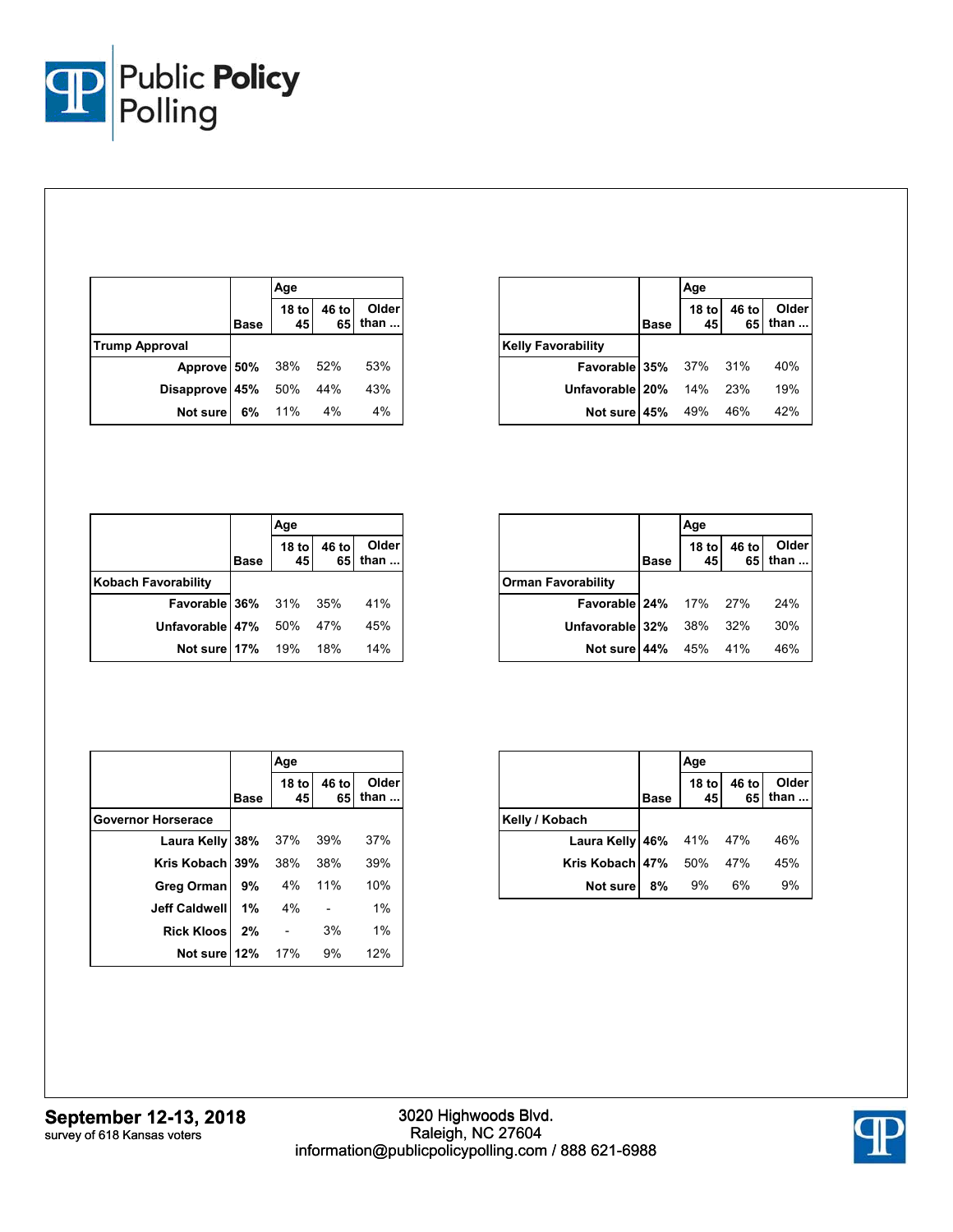| | Base | Age | | |
|---|---|---|---|---|
| | | 18 to 45 | 46 to 65 | Older than ... |
| **Trump Approval** | | | | |
| Approve | 50% | 38% | 52% | 53% |
| Disapprove | 45% | 50% | 44% | 43% |
| Not sure | 6% | 11% | 4% | 4% |

| | Base | Age | | |
|---|---|---|---|---|
| | | 18 to 45 | 46 to 65 | Older than ... |
| **Kelly Favorability** | | | | |
| Favorable | 35% | 37% | 31% | 40% |
| Unfavorable | 20% | 14% | 23% | 19% |
| Not sure | 45% | 49% | 46% | 42% |

| | Base | Age | | |
|---|---|---|---|---|
| | | 18 to 45 | 46 to 65 | Older than ... |
| **Kobach Favorability** | | | | |
| Favorable | 36% | 31% | 35% | 41% |
| Unfavorable | 47% | 50% | 47% | 45% |
| Not sure | 17% | 19% | 18% | 14% |

| | Base | Age | | |
|---|---|---|---|---|
| | | 18 to 45 | 46 to 65 | Older than ... |
| **Orman Favorability** | | | | |
| Favorable | 24% | 17% | 27% | 24% |
| Unfavorable | 32% | 38% | 32% | 30% |
| Not sure | 44% | 45% | 41% | 46% |

| | Base | Age | | |
|---|---|---|---|---|
| | | 18 to 45 | 46 to 65 | Older than ... |
| **Governor Horserace** | | | | |
| Laura Kelly | 38% | 37% | 39% | 37% |
| Kris Kobach | 39% | 38% | 38% | 39% |
| Greg Orman | 9% | 4% | 11% | 10% |
| Jeff Caldwell | 1% | 4% | - | 1% |
| Rick Kloos | 2% | - | 3% | 1% |
| Not sure | 12% | 17% | 9% | 12% |

| | Base | Age | | |
|---|---|---|---|---|
| | | 18 to 45 | 46 to 65 | Older than ... |
| **Kelly / Kobach** | | | | |
| Laura Kelly | 46% | 41% | 47% | 46% |
| Kris Kobach | 47% | 50% | 47% | 45% |
| Not sure | 8% | 9% | 6% | 9% |

**September 12-13, 2018**
survey of 618 Kansas voters

3020 Highwoods Blvd.
Raleigh, NC 27604
information@publicpolicypolling.com / 888 621-6988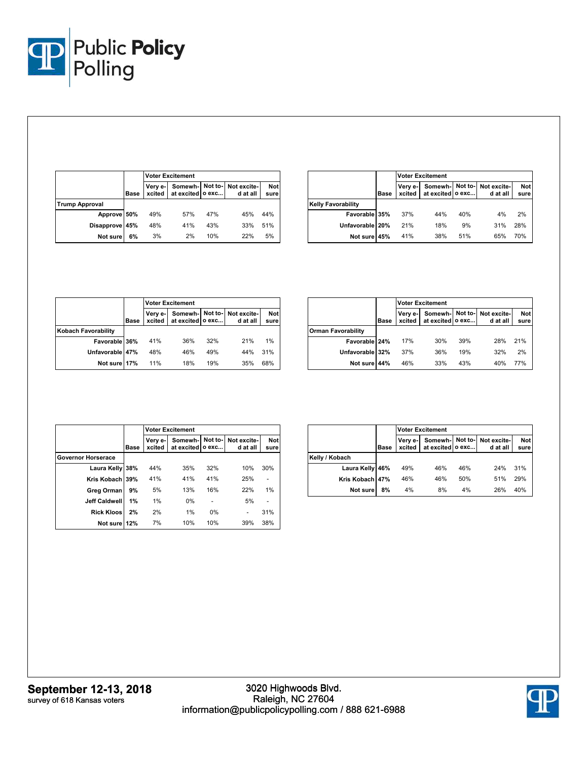| | Base | Voter Excitement | | | | |
|---|---|---|---|---|---|---|
| | | Very excited | Somewhat excited | Not too exc... | Not excited at all | Not sure |
| **Trump Approval** | | | | | | |
| Approve | 50% | 49% | 57% | 47% | 45% | 44% |
| Disapprove | 45% | 48% | 41% | 43% | 33% | 51% |
| Not sure | 6% | 3% | 2% | 10% | 22% | 5% |

| | Base | Voter Excitement | | | | |
|---|---|---|---|---|---|---|
| | | Very excited | Somewhat excited | Not too exc... | Not excited at all | Not sure |
| **Kelly Favorability** | | | | | | |
| Favorable | 35% | 37% | 44% | 40% | 4% | 2% |
| Unfavorable | 20% | 21% | 18% | 9% | 31% | 28% |
| Not sure | 45% | 41% | 38% | 51% | 65% | 70% |

| | Base | Voter Excitement | | | | |
|---|---|---|---|---|---|---|
| | | Very excited | Somewhat excited | Not too exc... | Not excited at all | Not sure |
| **Kobach Favorability** | | | | | | |
| Favorable | 36% | 41% | 36% | 32% | 21% | 1% |
| Unfavorable | 47% | 48% | 46% | 49% | 44% | 31% |
| Not sure | 17% | 11% | 18% | 19% | 35% | 68% |

| | Base | Voter Excitement | | | | |
|---|---|---|---|---|---|---|
| | | Very excited | Somewhat excited | Not too exc... | Not excited at all | Not sure |
| **Orman Favorability** | | | | | | |
| Favorable | 24% | 17% | 30% | 39% | 28% | 21% |
| Unfavorable | 32% | 37% | 36% | 19% | 32% | 2% |
| Not sure | 44% | 46% | 33% | 43% | 40% | 77% |

| | Base | Voter Excitement | | | | |
|---|---|---|---|---|---|---|
| | | Very excited | Somewhat excited | Not too exc... | Not excited at all | Not sure |
| **Governor Horserace** | | | | | | |
| Laura Kelly | 38% | 44% | 35% | 32% | 10% | 30% |
| Kris Kobach | 39% | 41% | 41% | 41% | 25% | - |
| Greg Orman | 9% | 5% | 13% | 16% | 22% | 1% |
| Jeff Caldwell | 1% | 1% | 0% | - | 5% | - |
| Rick Kloos | 2% | 2% | 1% | 0% | - | 31% |
| Not sure | 12% | 7% | 10% | 10% | 39% | 38% |

| | Base | Voter Excitement | | | | |
|---|---|---|---|---|---|---|
| | | Very excited | Somewhat excited | Not too exc... | Not excited at all | Not sure |
| **Kelly / Kobach** | | | | | | |
| Laura Kelly | 46% | 49% | 46% | 46% | 24% | 31% |
| Kris Kobach | 47% | 46% | 46% | 50% | 51% | 29% |
| Not sure | 8% | 4% | 8% | 4% | 26% | 40% |